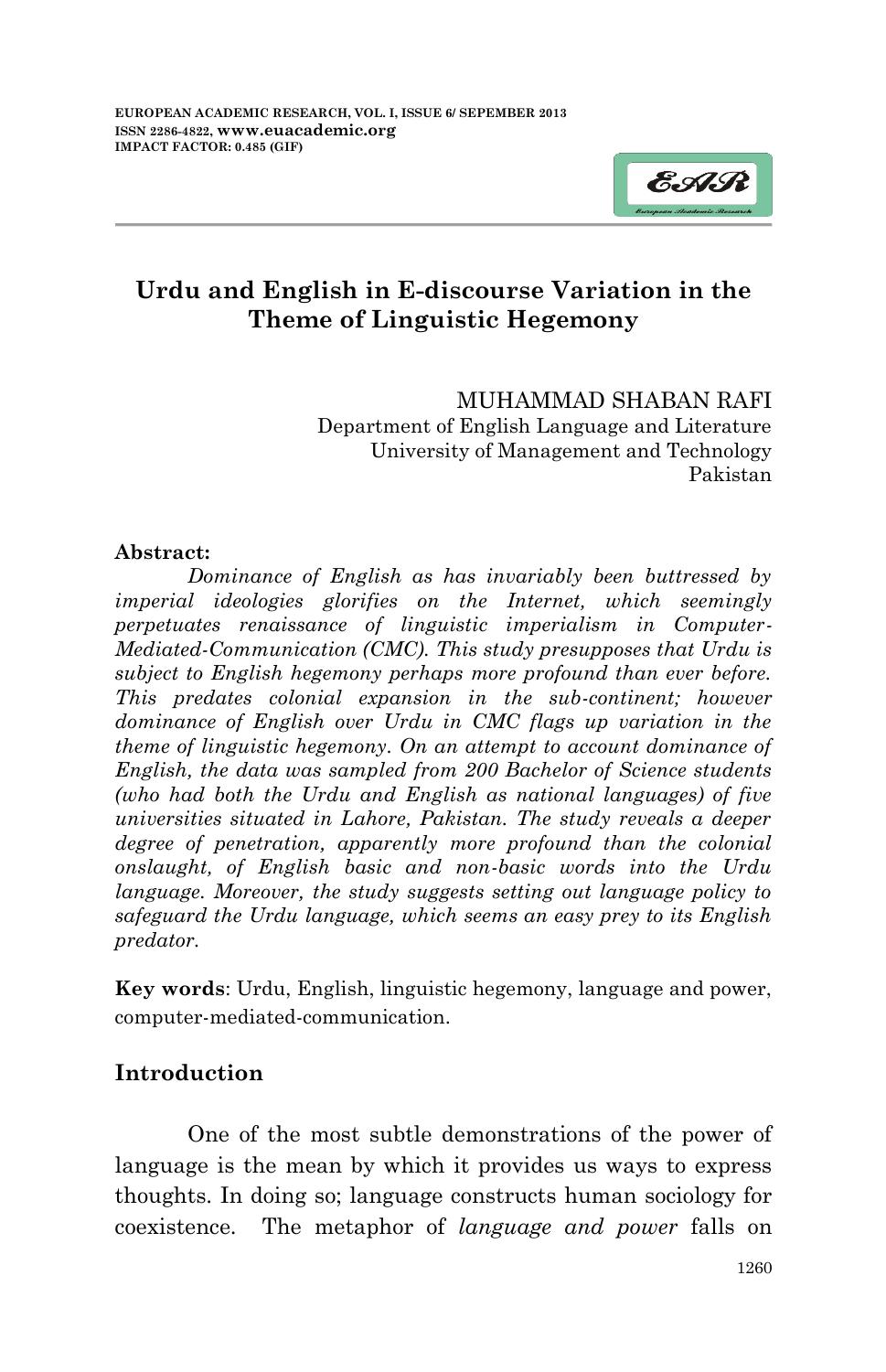# Urdu and English in E-discourse Variation in the Theme of Linguistic Hegemony

MUHAMMAD SHABAN RAFI
Department of English Language and Literature
University of Management and Technology
Pakistan

**Abstract:**

*Dominance of English as has invariably been buttressed by imperial ideologies glorifies on the Internet, which seemingly perpetuates renaissance of linguistic imperialism in Computer-Mediated-Communication (CMC). This study presupposes that Urdu is subject to English hegemony perhaps more profound than ever before. This predates colonial expansion in the sub-continent; however dominance of English over Urdu in CMC flags up variation in the theme of linguistic hegemony. On an attempt to account dominance of English, the data was sampled from 200 Bachelor of Science students (who had both the Urdu and English as national languages) of five universities situated in Lahore, Pakistan. The study reveals a deeper degree of penetration, apparently more profound than the colonial onslaught, of English basic and non-basic words into the Urdu language. Moreover, the study suggests setting out language policy to safeguard the Urdu language, which seems an easy prey to its English predator.*

**Key words**: Urdu, English, linguistic hegemony, language and power, computer-mediated-communication.

## Introduction

One of the most subtle demonstrations of the power of language is the mean by which it provides us ways to express thoughts. In doing so; language constructs human sociology for coexistence. The metaphor of *language and power* falls on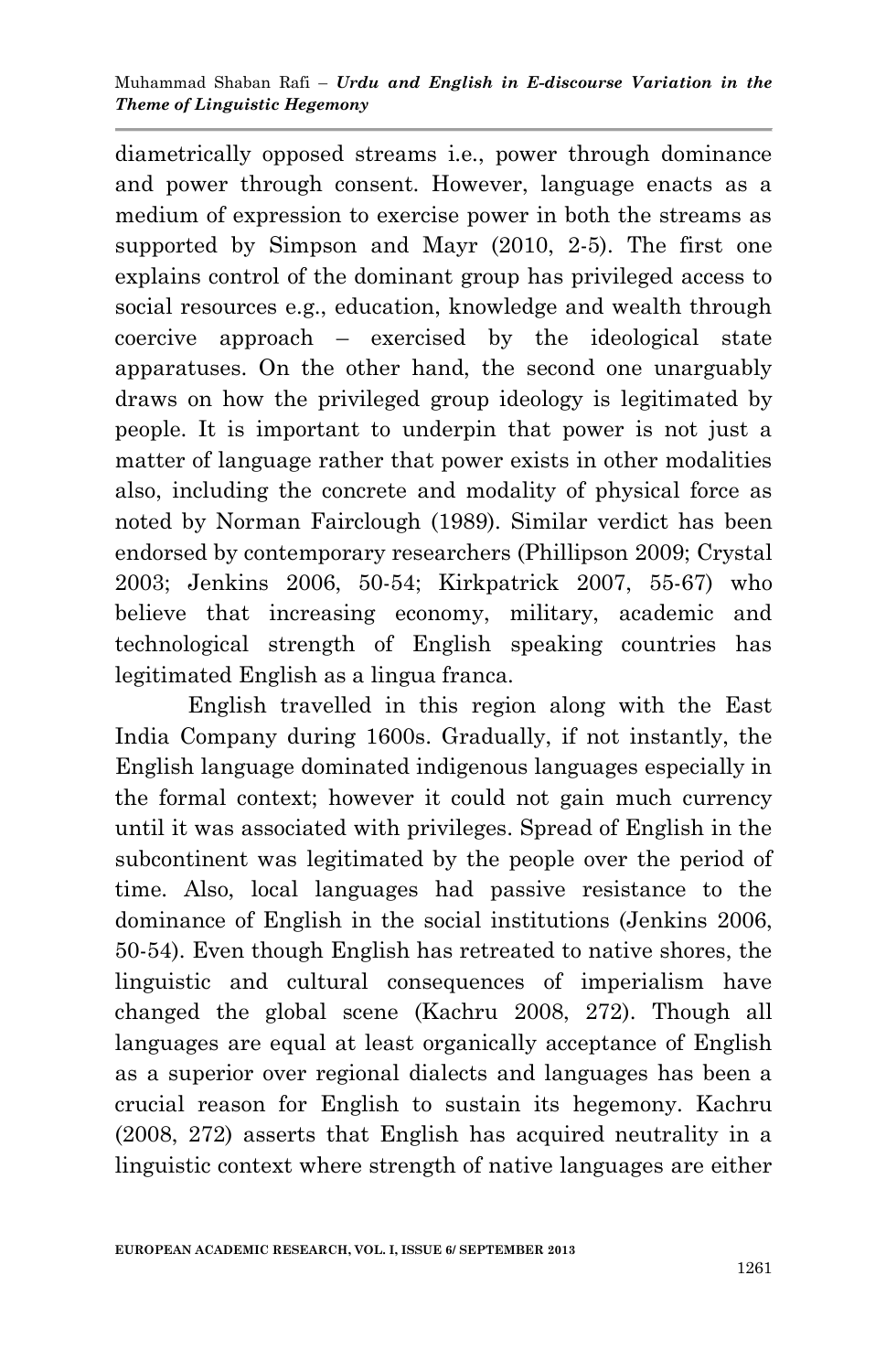diametrically opposed streams i.e., power through dominance and power through consent. However, language enacts as a medium of expression to exercise power in both the streams as supported by Simpson and Mayr (2010, 2-5). The first one explains control of the dominant group has privileged access to social resources e.g., education, knowledge and wealth through coercive approach – exercised by the ideological state apparatuses. On the other hand, the second one unarguably draws on how the privileged group ideology is legitimated by people. It is important to underpin that power is not just a matter of language rather that power exists in other modalities also, including the concrete and modality of physical force as noted by Norman Fairclough (1989). Similar verdict has been endorsed by contemporary researchers (Phillipson 2009; Crystal 2003; Jenkins 2006, 50-54; Kirkpatrick 2007, 55-67) who believe that increasing economy, military, academic and technological strength of English speaking countries has legitimated English as a lingua franca.

English travelled in this region along with the East India Company during 1600s. Gradually, if not instantly, the English language dominated indigenous languages especially in the formal context; however it could not gain much currency until it was associated with privileges. Spread of English in the subcontinent was legitimated by the people over the period of time. Also, local languages had passive resistance to the dominance of English in the social institutions (Jenkins 2006, 50-54). Even though English has retreated to native shores, the linguistic and cultural consequences of imperialism have changed the global scene (Kachru 2008, 272). Though all languages are equal at least organically acceptance of English as a superior over regional dialects and languages has been a crucial reason for English to sustain its hegemony. Kachru (2008, 272) asserts that English has acquired neutrality in a linguistic context where strength of native languages are either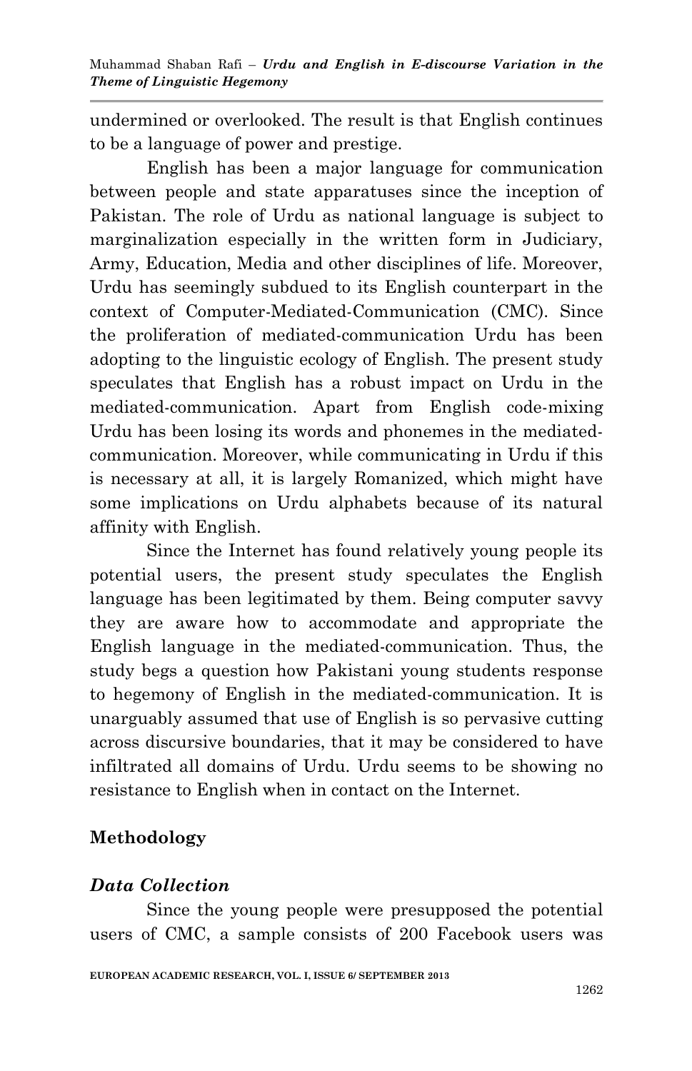undermined or overlooked. The result is that English continues to be a language of power and prestige.

English has been a major language for communication between people and state apparatuses since the inception of Pakistan. The role of Urdu as national language is subject to marginalization especially in the written form in Judiciary, Army, Education, Media and other disciplines of life. Moreover, Urdu has seemingly subdued to its English counterpart in the context of Computer-Mediated-Communication (CMC). Since the proliferation of mediated-communication Urdu has been adopting to the linguistic ecology of English. The present study speculates that English has a robust impact on Urdu in the mediated-communication. Apart from English code-mixing Urdu has been losing its words and phonemes in the mediated-communication. Moreover, while communicating in Urdu if this is necessary at all, it is largely Romanized, which might have some implications on Urdu alphabets because of its natural affinity with English.

Since the Internet has found relatively young people its potential users, the present study speculates the English language has been legitimated by them. Being computer savvy they are aware how to accommodate and appropriate the English language in the mediated-communication. Thus, the study begs a question how Pakistani young students response to hegemony of English in the mediated-communication. It is unarguably assumed that use of English is so pervasive cutting across discursive boundaries, that it may be considered to have infiltrated all domains of Urdu. Urdu seems to be showing no resistance to English when in contact on the Internet.

## Methodology

### *Data Collection*

Since the young people were presupposed the potential users of CMC, a sample consists of 200 Facebook users was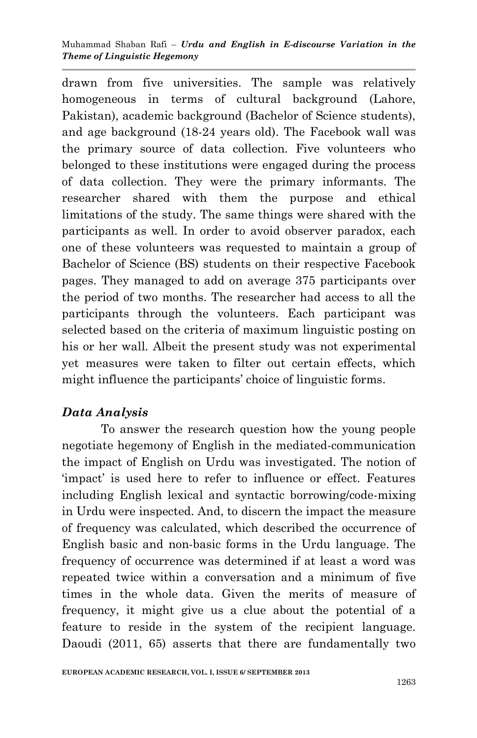drawn from five universities. The sample was relatively homogeneous in terms of cultural background (Lahore, Pakistan), academic background (Bachelor of Science students), and age background (18-24 years old). The Facebook wall was the primary source of data collection. Five volunteers who belonged to these institutions were engaged during the process of data collection. They were the primary informants. The researcher shared with them the purpose and ethical limitations of the study. The same things were shared with the participants as well. In order to avoid observer paradox, each one of these volunteers was requested to maintain a group of Bachelor of Science (BS) students on their respective Facebook pages. They managed to add on average 375 participants over the period of two months. The researcher had access to all the participants through the volunteers. Each participant was selected based on the criteria of maximum linguistic posting on his or her wall. Albeit the present study was not experimental yet measures were taken to filter out certain effects, which might influence the participants' choice of linguistic forms.

### *Data Analysis*

To answer the research question how the young people negotiate hegemony of English in the mediated-communication the impact of English on Urdu was investigated. The notion of 'impact' is used here to refer to influence or effect. Features including English lexical and syntactic borrowing/code-mixing in Urdu were inspected. And, to discern the impact the measure of frequency was calculated, which described the occurrence of English basic and non-basic forms in the Urdu language. The frequency of occurrence was determined if at least a word was repeated twice within a conversation and a minimum of five times in the whole data. Given the merits of measure of frequency, it might give us a clue about the potential of a feature to reside in the system of the recipient language. Daoudi (2011, 65) asserts that there are fundamentally two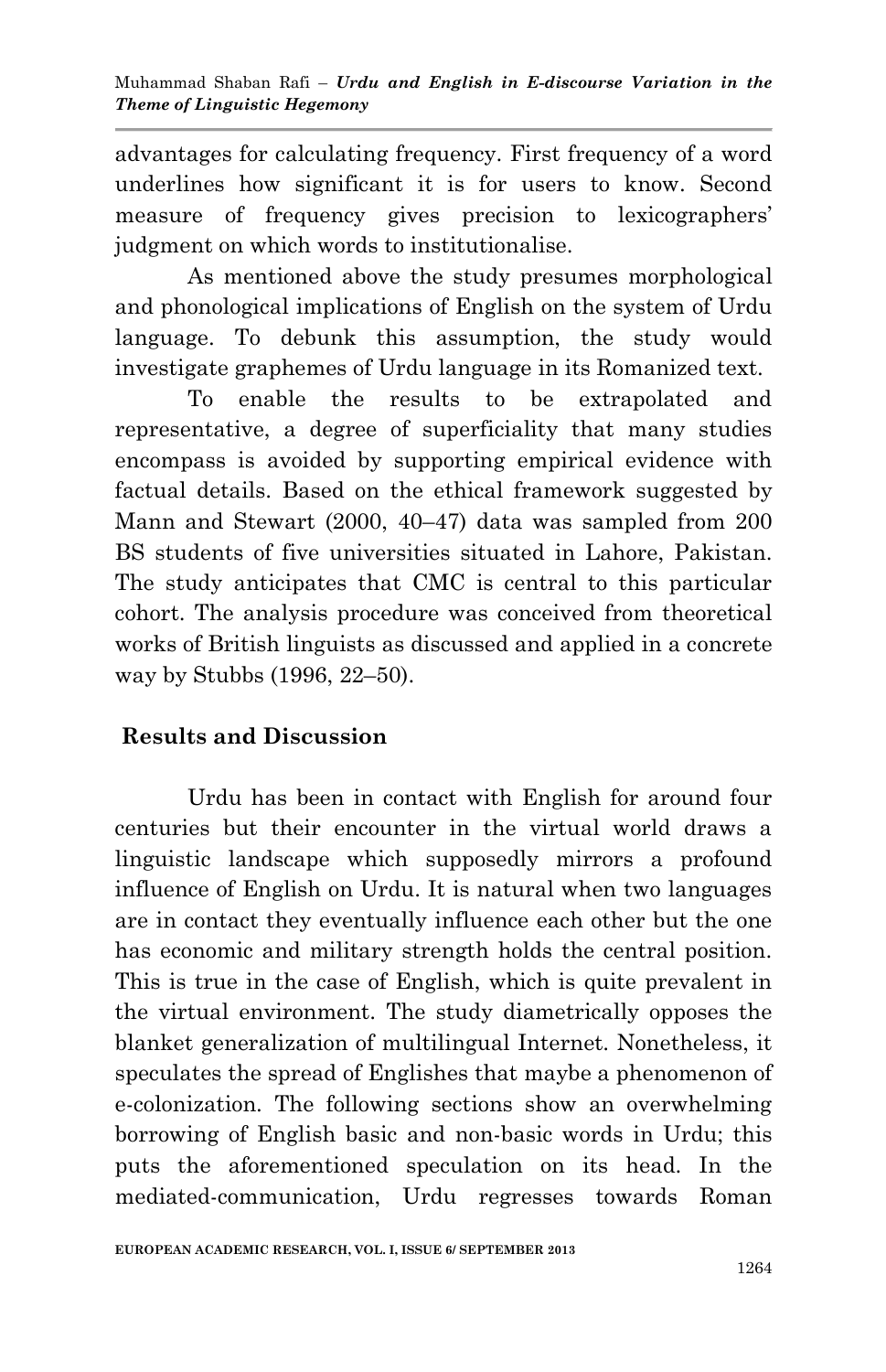advantages for calculating frequency. First frequency of a word underlines how significant it is for users to know. Second measure of frequency gives precision to lexicographers' judgment on which words to institutionalise.

As mentioned above the study presumes morphological and phonological implications of English on the system of Urdu language. To debunk this assumption, the study would investigate graphemes of Urdu language in its Romanized text.

To enable the results to be extrapolated and representative, a degree of superficiality that many studies encompass is avoided by supporting empirical evidence with factual details. Based on the ethical framework suggested by Mann and Stewart (2000, 40–47) data was sampled from 200 BS students of five universities situated in Lahore, Pakistan. The study anticipates that CMC is central to this particular cohort. The analysis procedure was conceived from theoretical works of British linguists as discussed and applied in a concrete way by Stubbs (1996, 22–50).

## Results and Discussion

Urdu has been in contact with English for around four centuries but their encounter in the virtual world draws a linguistic landscape which supposedly mirrors a profound influence of English on Urdu. It is natural when two languages are in contact they eventually influence each other but the one has economic and military strength holds the central position. This is true in the case of English, which is quite prevalent in the virtual environment. The study diametrically opposes the blanket generalization of multilingual Internet. Nonetheless, it speculates the spread of Englishes that maybe a phenomenon of e-colonization. The following sections show an overwhelming borrowing of English basic and non-basic words in Urdu; this puts the aforementioned speculation on its head. In the mediated-communication, Urdu regresses towards Roman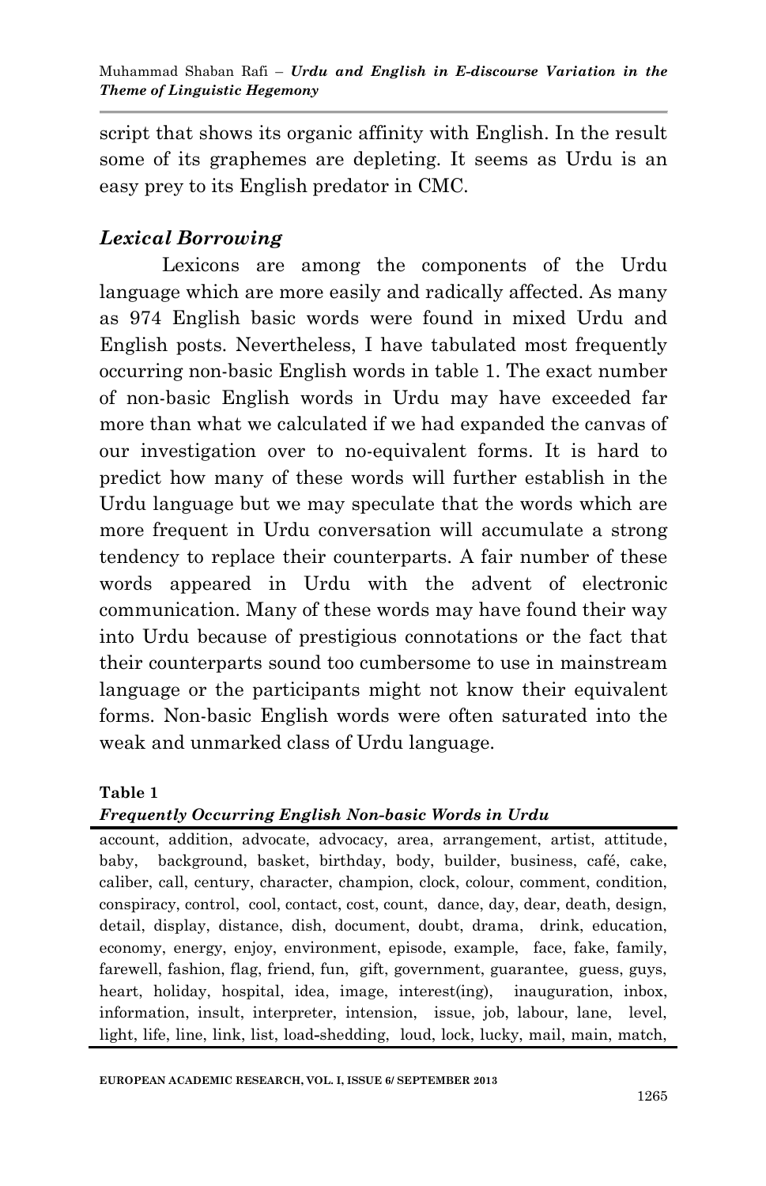script that shows its organic affinity with English. In the result some of its graphemes are depleting. It seems as Urdu is an easy prey to its English predator in CMC.

### *Lexical Borrowing*

Lexicons are among the components of the Urdu language which are more easily and radically affected. As many as 974 English basic words were found in mixed Urdu and English posts. Nevertheless, I have tabulated most frequently occurring non-basic English words in table 1. The exact number of non-basic English words in Urdu may have exceeded far more than what we calculated if we had expanded the canvas of our investigation over to no-equivalent forms. It is hard to predict how many of these words will further establish in the Urdu language but we may speculate that the words which are more frequent in Urdu conversation will accumulate a strong tendency to replace their counterparts. A fair number of these words appeared in Urdu with the advent of electronic communication. Many of these words may have found their way into Urdu because of prestigious connotations or the fact that their counterparts sound too cumbersome to use in mainstream language or the participants might not know their equivalent forms. Non-basic English words were often saturated into the weak and unmarked class of Urdu language.

**Table 1**

***Frequently Occurring English Non-basic Words in Urdu***

account, addition, advocate, advocacy, area, arrangement, artist, attitude, baby, background, basket, birthday, body, builder, business, café, cake, caliber, call, century, character, champion, clock, colour, comment, condition, conspiracy, control, cool, contact, cost, count, dance, day, dear, death, design, detail, display, distance, dish, document, doubt, drama, drink, education, economy, energy, enjoy, environment, episode, example, face, fake, family, farewell, fashion, flag, friend, fun, gift, government, guarantee, guess, guys, heart, holiday, hospital, idea, image, interest(ing), inauguration, inbox, information, insult, interpreter, intension, issue, job, labour, lane, level, light, life, line, link, list, load-shedding, loud, lock, lucky, mail, main, match,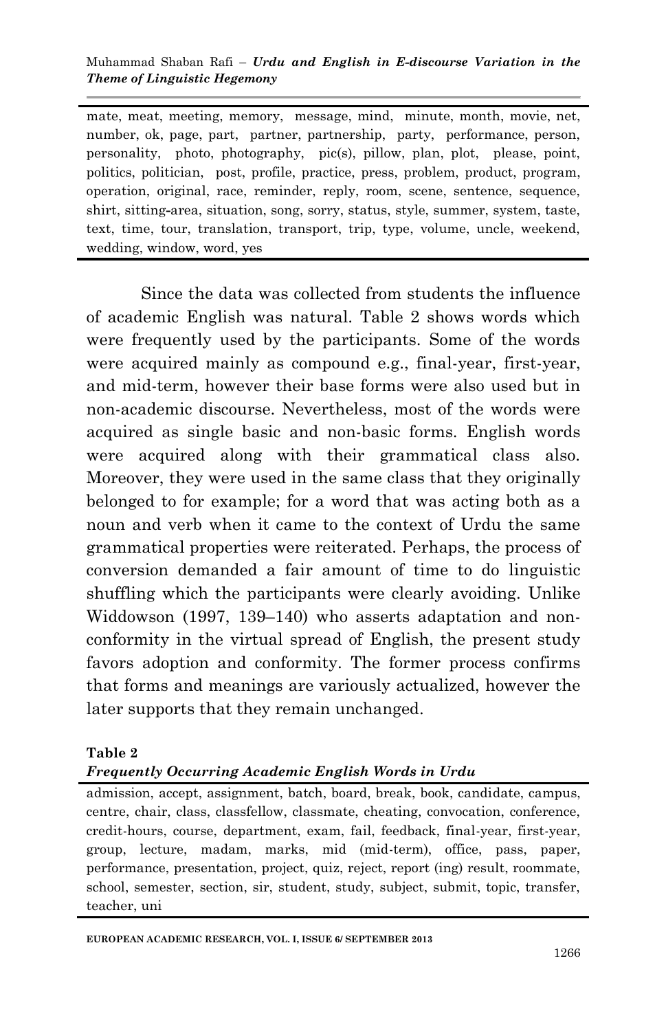mate, meat, meeting, memory, message, mind, minute, month, movie, net, number, ok, page, part, partner, partnership, party, performance, person, personality, photo, photography, pic(s), pillow, plan, plot, please, point, politics, politician, post, profile, practice, press, problem, product, program, operation, original, race, reminder, reply, room, scene, sentence, sequence, shirt, sitting-area, situation, song, sorry, status, style, summer, system, taste, text, time, tour, translation, transport, trip, type, volume, uncle, weekend, wedding, window, word, yes

Since the data was collected from students the influence of academic English was natural. Table 2 shows words which were frequently used by the participants. Some of the words were acquired mainly as compound e.g., final-year, first-year, and mid-term, however their base forms were also used but in non-academic discourse. Nevertheless, most of the words were acquired as single basic and non-basic forms. English words were acquired along with their grammatical class also. Moreover, they were used in the same class that they originally belonged to for example; for a word that was acting both as a noun and verb when it came to the context of Urdu the same grammatical properties were reiterated. Perhaps, the process of conversion demanded a fair amount of time to do linguistic shuffling which the participants were clearly avoiding. Unlike Widdowson (1997, 139–140) who asserts adaptation and non-conformity in the virtual spread of English, the present study favors adoption and conformity. The former process confirms that forms and meanings are variously actualized, however the later supports that they remain unchanged.

**Table 2**

***Frequently Occurring Academic English Words in Urdu***

admission, accept, assignment, batch, board, break, book, candidate, campus, centre, chair, class, classfellow, classmate, cheating, convocation, conference, credit-hours, course, department, exam, fail, feedback, final-year, first-year, group, lecture, madam, marks, mid (mid-term), office, pass, paper, performance, presentation, project, quiz, reject, report (ing) result, roommate, school, semester, section, sir, student, study, subject, submit, topic, transfer, teacher, uni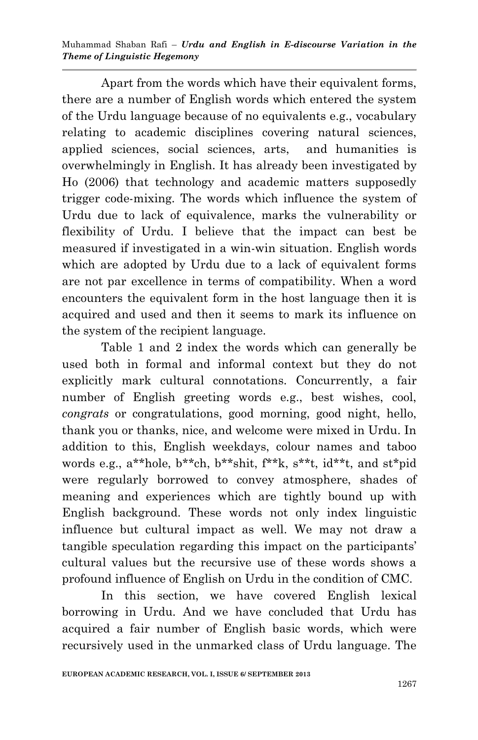Apart from the words which have their equivalent forms, there are a number of English words which entered the system of the Urdu language because of no equivalents e.g., vocabulary relating to academic disciplines covering natural sciences, applied sciences, social sciences, arts, and humanities is overwhelmingly in English. It has already been investigated by Ho (2006) that technology and academic matters supposedly trigger code-mixing. The words which influence the system of Urdu due to lack of equivalence, marks the vulnerability or flexibility of Urdu. I believe that the impact can best be measured if investigated in a win-win situation. English words which are adopted by Urdu due to a lack of equivalent forms are not par excellence in terms of compatibility. When a word encounters the equivalent form in the host language then it is acquired and used and then it seems to mark its influence on the system of the recipient language.

Table 1 and 2 index the words which can generally be used both in formal and informal context but they do not explicitly mark cultural connotations. Concurrently, a fair number of English greeting words e.g., best wishes, cool, *congrats* or congratulations, good morning, good night, hello, thank you or thanks, nice, and welcome were mixed in Urdu. In addition to this, English weekdays, colour names and taboo words e.g., a**hole, b**ch, b**shit, f**k, s**t, id**t, and st*pid were regularly borrowed to convey atmosphere, shades of meaning and experiences which are tightly bound up with English background. These words not only index linguistic influence but cultural impact as well. We may not draw a tangible speculation regarding this impact on the participants' cultural values but the recursive use of these words shows a profound influence of English on Urdu in the condition of CMC.

In this section, we have covered English lexical borrowing in Urdu. And we have concluded that Urdu has acquired a fair number of English basic words, which were recursively used in the unmarked class of Urdu language. The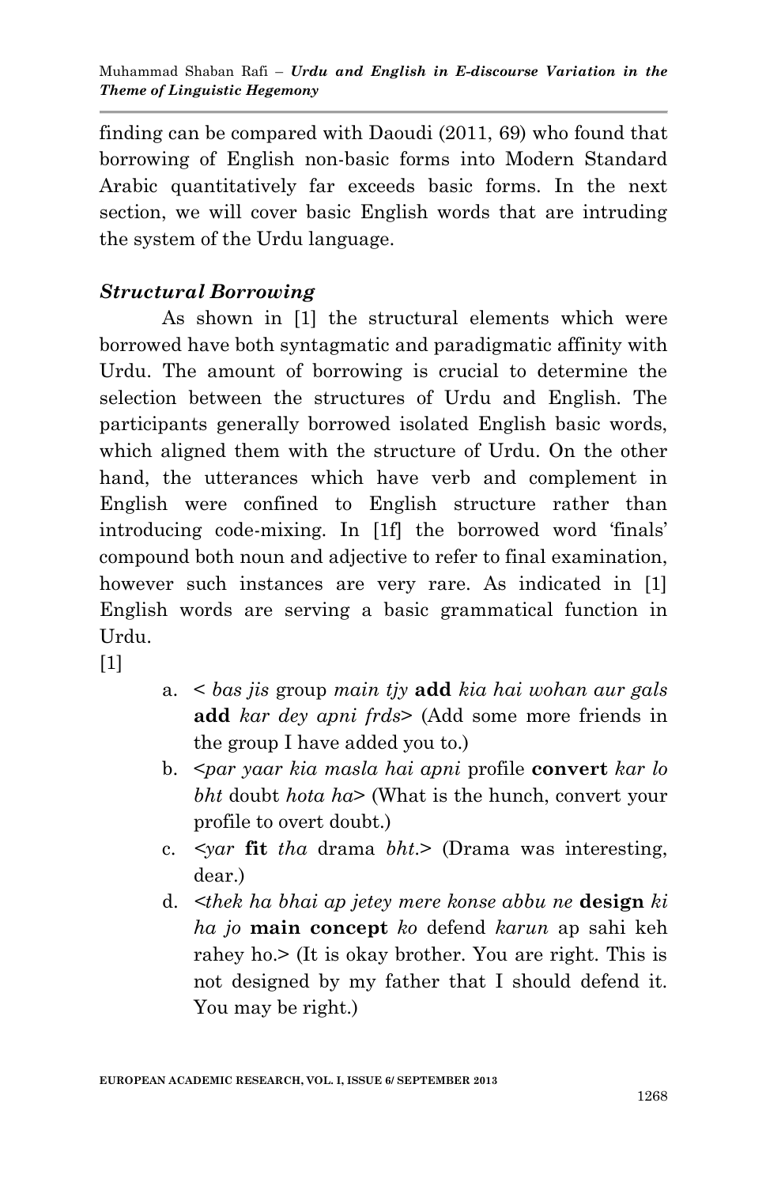finding can be compared with Daoudi (2011, 69) who found that borrowing of English non-basic forms into Modern Standard Arabic quantitatively far exceeds basic forms. In the next section, we will cover basic English words that are intruding the system of the Urdu language.

### *Structural Borrowing*

As shown in [1] the structural elements which were borrowed have both syntagmatic and paradigmatic affinity with Urdu. The amount of borrowing is crucial to determine the selection between the structures of Urdu and English. The participants generally borrowed isolated English basic words, which aligned them with the structure of Urdu. On the other hand, the utterances which have verb and complement in English were confined to English structure rather than introducing code-mixing. In [1f] the borrowed word 'finals' compound both noun and adjective to refer to final examination, however such instances are very rare. As indicated in [1] English words are serving a basic grammatical function in Urdu.

[1]

a. < *bas jis* group *main tjy* **add** *kia hai wohan aur gals* **add** *kar dey apni frds*> (Add some more friends in the group I have added you to.)

b. <*par yaar kia masla hai apni* profile **convert** *kar lo bht* doubt *hota ha*> (What is the hunch, convert your profile to overt doubt.)

c. <*yar* **fit** *tha* drama *bht*.> (Drama was interesting, dear.)

d. <*thek ha bhai ap jetey mere konse abbu ne* **design** *ki ha jo* **main concept** *ko* defend *karun* ap sahi keh rahey ho.> (It is okay brother. You are right. This is not designed by my father that I should defend it. You may be right.)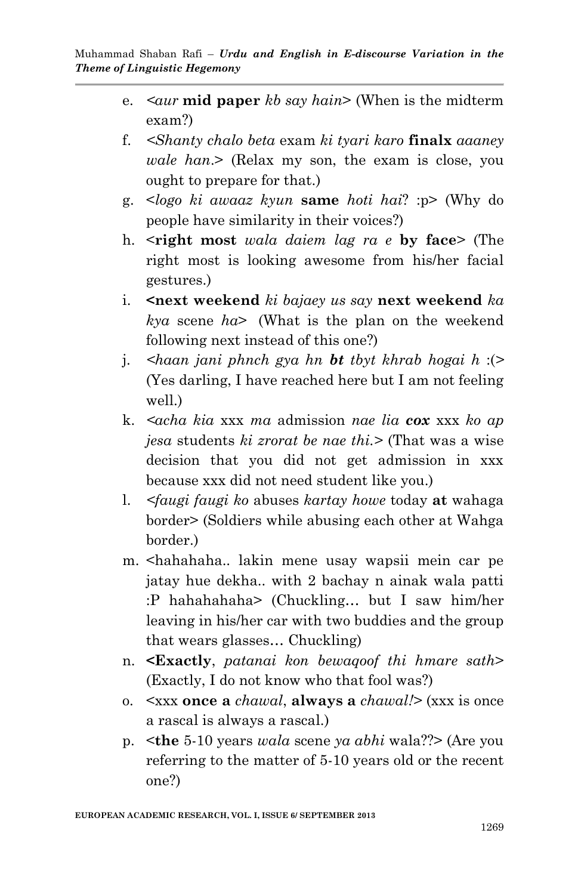e. <*aur* **mid paper** *kb say hain*> (When is the midterm exam?)

f. <*Shanty chalo beta* exam *ki tyari karo* **finalx** *aaaney wale han*.> (Relax my son, the exam is close, you ought to prepare for that.)

g. <*logo ki awaaz kyun* **same** *hoti hai*? :p> (Why do people have similarity in their voices?)

h. <**right most** *wala daiem lag ra e* **by face**> (The right most is looking awesome from his/her facial gestures.)

i. **<next weekend** *ki bajaey us say* **next weekend** *ka kya* scene *ha*> (What is the plan on the weekend following next instead of this one?)

j. <*haan jani phnch gya hn* ***bt*** *tbyt khrab hogai h* :(> (Yes darling, I have reached here but I am not feeling well.)

k. <*acha kia* xxx *ma* admission *nae lia* ***cox*** xxx *ko ap jesa* students *ki zrorat be nae thi.*> (That was a wise decision that you did not get admission in xxx because xxx did not need student like you.)

l. <*faugi faugi ko* abuses *kartay howe* today **at** wahaga border> (Soldiers while abusing each other at Wahga border.)

m. <hahahaha.. lakin mene usay wapsii mein car pe jatay hue dekha.. with 2 bachay n ainak wala patti :P hahahahaha> (Chuckling… but I saw him/her leaving in his/her car with two buddies and the group that wears glasses… Chuckling)

n. **<Exactly**, *patanai kon bewaqoof thi hmare sath*> (Exactly, I do not know who that fool was?)

o. <xxx **once a** *chawal*, **always a** *chawal!*> (xxx is once a rascal is always a rascal.)

p. <**the** 5-10 years *wala* scene *ya abhi* wala??> (Are you referring to the matter of 5-10 years old or the recent one?)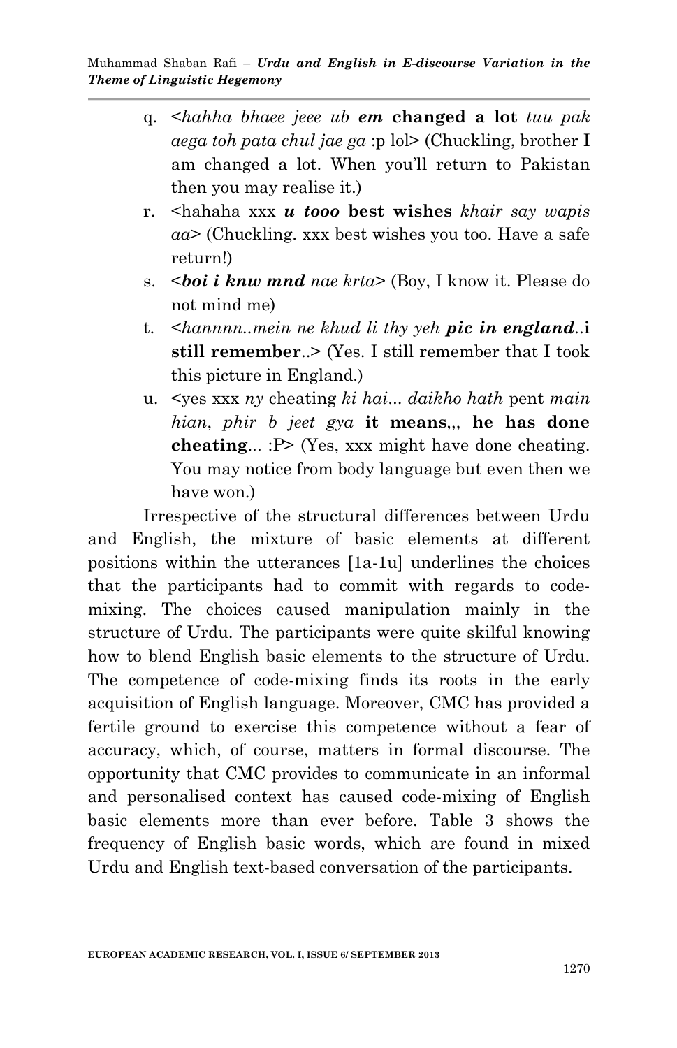q. <*hahha bhaee jeee ub* ***em*** **changed a lot** *tuu pak aega toh pata chul jae ga* :p lol> (Chuckling, brother I am changed a lot. When you'll return to Pakistan then you may realise it.)

r. <hahaha xxx ***u tooo*** **best wishes** *khair say wapis aa*> (Chuckling. xxx best wishes you too. Have a safe return!)

s. <***boi i knw mnd*** *nae krta*> (Boy, I know it. Please do not mind me)

t. <*hannnn..mein ne khud li thy yeh* ***pic in england***..**i still remember**..> (Yes. I still remember that I took this picture in England.)

u. <yes xxx *ny* cheating *ki hai... daikho hath* pent *main hian, phir b jeet gya* **it means**,,, **he has done cheating**... :P> (Yes, xxx might have done cheating. You may notice from body language but even then we have won.)

Irrespective of the structural differences between Urdu and English, the mixture of basic elements at different positions within the utterances [1a-1u] underlines the choices that the participants had to commit with regards to code-mixing. The choices caused manipulation mainly in the structure of Urdu. The participants were quite skilful knowing how to blend English basic elements to the structure of Urdu. The competence of code-mixing finds its roots in the early acquisition of English language. Moreover, CMC has provided a fertile ground to exercise this competence without a fear of accuracy, which, of course, matters in formal discourse. The opportunity that CMC provides to communicate in an informal and personalised context has caused code-mixing of English basic elements more than ever before. Table 3 shows the frequency of English basic words, which are found in mixed Urdu and English text-based conversation of the participants.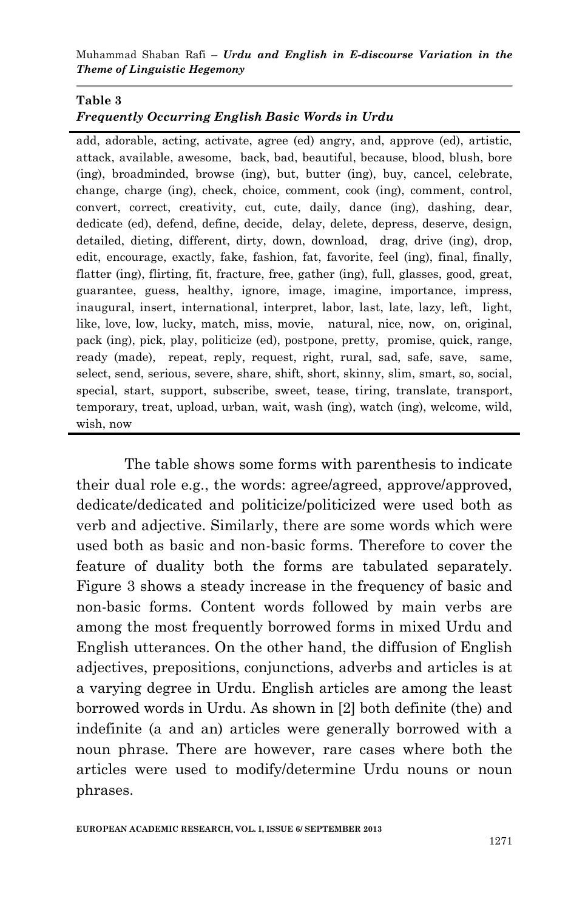**Table 3**
***Frequently Occurring English Basic Words in Urdu***

add, adorable, acting, activate, agree (ed) angry, and, approve (ed), artistic, attack, available, awesome, back, bad, beautiful, because, blood, blush, bore (ing), broadminded, browse (ing), but, butter (ing), buy, cancel, celebrate, change, charge (ing), check, choice, comment, cook (ing), comment, control, convert, correct, creativity, cut, cute, daily, dance (ing), dashing, dear, dedicate (ed), defend, define, decide, delay, delete, depress, deserve, design, detailed, dieting, different, dirty, down, download, drag, drive (ing), drop, edit, encourage, exactly, fake, fashion, fat, favorite, feel (ing), final, finally, flatter (ing), flirting, fit, fracture, free, gather (ing), full, glasses, good, great, guarantee, guess, healthy, ignore, image, imagine, importance, impress, inaugural, insert, international, interpret, labor, last, late, lazy, left, light, like, love, low, lucky, match, miss, movie, natural, nice, now, on, original, pack (ing), pick, play, politicize (ed), postpone, pretty, promise, quick, range, ready (made), repeat, reply, request, right, rural, sad, safe, save, same, select, send, serious, severe, share, shift, short, skinny, slim, smart, so, social, special, start, support, subscribe, sweet, tease, tiring, translate, transport, temporary, treat, upload, urban, wait, wash (ing), watch (ing), welcome, wild, wish, now

The table shows some forms with parenthesis to indicate their dual role e.g., the words: agree/agreed, approve/approved, dedicate/dedicated and politicize/politicized were used both as verb and adjective. Similarly, there are some words which were used both as basic and non-basic forms. Therefore to cover the feature of duality both the forms are tabulated separately. Figure 3 shows a steady increase in the frequency of basic and non-basic forms. Content words followed by main verbs are among the most frequently borrowed forms in mixed Urdu and English utterances. On the other hand, the diffusion of English adjectives, prepositions, conjunctions, adverbs and articles is at a varying degree in Urdu. English articles are among the least borrowed words in Urdu. As shown in [2] both definite (the) and indefinite (a and an) articles were generally borrowed with a noun phrase. There are however, rare cases where both the articles were used to modify/determine Urdu nouns or noun phrases.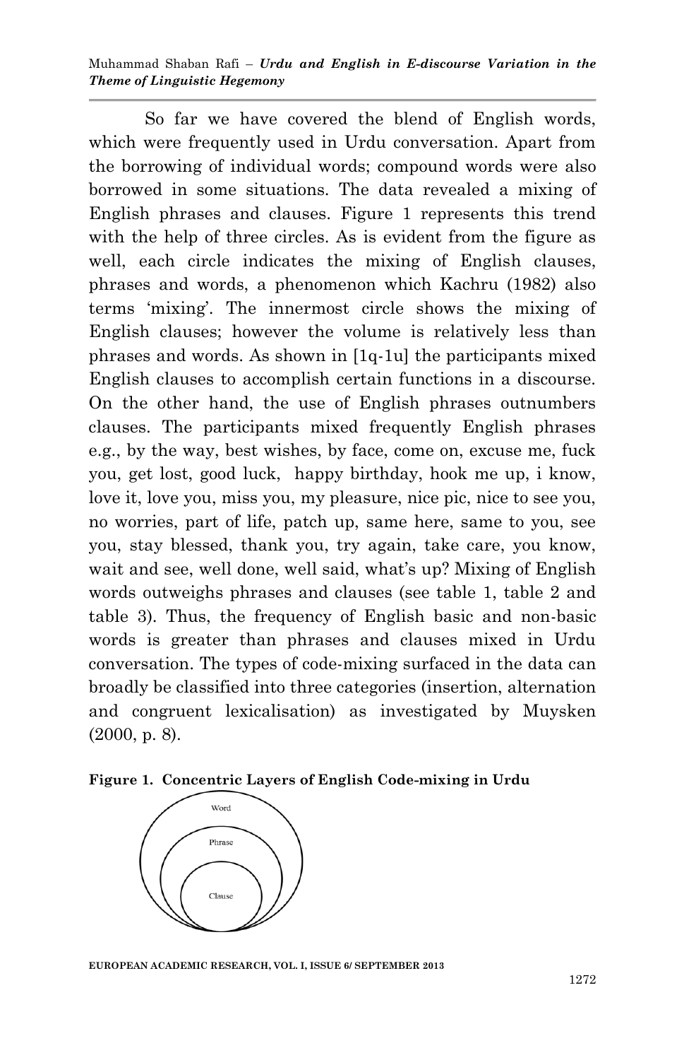So far we have covered the blend of English words, which were frequently used in Urdu conversation. Apart from the borrowing of individual words; compound words were also borrowed in some situations. The data revealed a mixing of English phrases and clauses. Figure 1 represents this trend with the help of three circles. As is evident from the figure as well, each circle indicates the mixing of English clauses, phrases and words, a phenomenon which Kachru (1982) also terms 'mixing'. The innermost circle shows the mixing of English clauses; however the volume is relatively less than phrases and words. As shown in [1q-1u] the participants mixed English clauses to accomplish certain functions in a discourse. On the other hand, the use of English phrases outnumbers clauses. The participants mixed frequently English phrases e.g., by the way, best wishes, by face, come on, excuse me, fuck you, get lost, good luck, happy birthday, hook me up, i know, love it, love you, miss you, my pleasure, nice pic, nice to see you, no worries, part of life, patch up, same here, same to you, see you, stay blessed, thank you, try again, take care, you know, wait and see, well done, well said, what's up? Mixing of English words outweighs phrases and clauses (see table 1, table 2 and table 3). Thus, the frequency of English basic and non-basic words is greater than phrases and clauses mixed in Urdu conversation. The types of code-mixing surfaced in the data can broadly be classified into three categories (insertion, alternation and congruent lexicalisation) as investigated by Muysken (2000, p. 8).

**Figure 1. Concentric Layers of English Code-mixing in Urdu**

Word

Phrase

Clause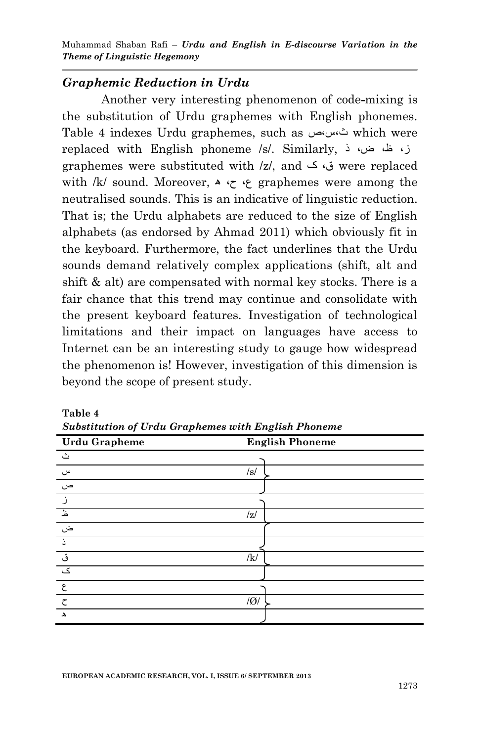## *Graphemic Reduction in Urdu*

Another very interesting phenomenon of code-mixing is the substitution of Urdu graphemes with English phonemes. Table 4 indexes Urdu graphemes, such as ث،س،ص which were replaced with English phoneme /s/. Similarly, ز، ظ، ض، ذ graphemes were substituted with /z/, and ق، ک were replaced with /k/ sound. Moreover, ع، ح، ھ graphemes were among the neutralised sounds. This is an indicative of linguistic reduction. That is; the Urdu alphabets are reduced to the size of English alphabets (as endorsed by Ahmad 2011) which obviously fit in the keyboard. Furthermore, the fact underlines that the Urdu sounds demand relatively complex applications (shift, alt and shift & alt) are compensated with normal key stocks. There is a fair chance that this trend may continue and consolidate with the present keyboard features. Investigation of technological limitations and their impact on languages have access to Internet can be an interesting study to gauge how widespread the phenomenon is! However, investigation of this dimension is beyond the scope of present study.

**Table 4**
***Substitution of Urdu Graphemes with English Phoneme***

| Urdu Grapheme | English Phoneme |
|---|---|
| ث | |
| س | /s/ |
| ص | |
| ز | |
| ظ | /z/ |
| ض | |
| ذ | |
| ق | /k/ |
| ک | |
| ع | |
| ح | /Ø/ |
| ھ | |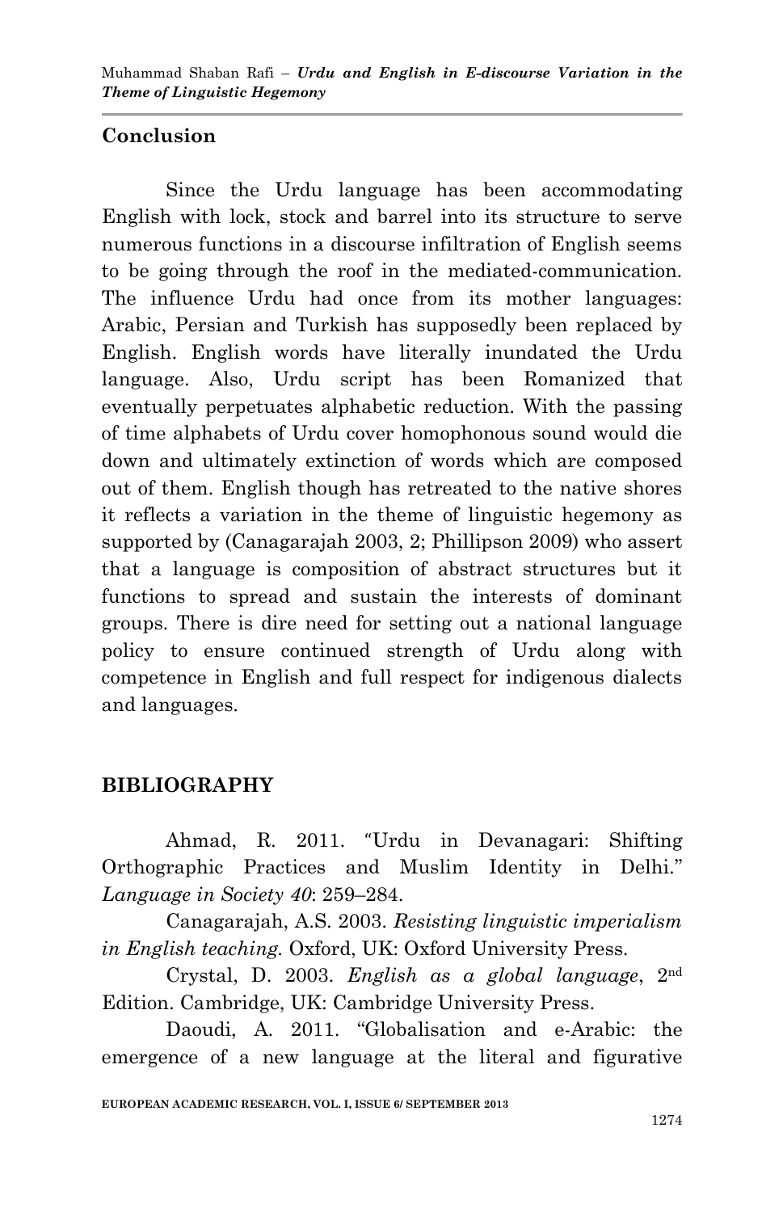## Conclusion

Since the Urdu language has been accommodating English with lock, stock and barrel into its structure to serve numerous functions in a discourse infiltration of English seems to be going through the roof in the mediated-communication. The influence Urdu had once from its mother languages: Arabic, Persian and Turkish has supposedly been replaced by English. English words have literally inundated the Urdu language. Also, Urdu script has been Romanized that eventually perpetuates alphabetic reduction. With the passing of time alphabets of Urdu cover homophonous sound would die down and ultimately extinction of words which are composed out of them. English though has retreated to the native shores it reflects a variation in the theme of linguistic hegemony as supported by (Canagarajah 2003, 2; Phillipson 2009) who assert that a language is composition of abstract structures but it functions to spread and sustain the interests of dominant groups. There is dire need for setting out a national language policy to ensure continued strength of Urdu along with competence in English and full respect for indigenous dialects and languages.

## BIBLIOGRAPHY

Ahmad, R. 2011. "Urdu in Devanagari: Shifting Orthographic Practices and Muslim Identity in Delhi." *Language in Society 40*: 259–284.

Canagarajah, A.S. 2003. *Resisting linguistic imperialism in English teaching.* Oxford, UK: Oxford University Press.

Crystal, D. 2003. *English as a global language*, 2nd Edition. Cambridge, UK: Cambridge University Press.

Daoudi, A. 2011. "Globalisation and e-Arabic: the emergence of a new language at the literal and figurative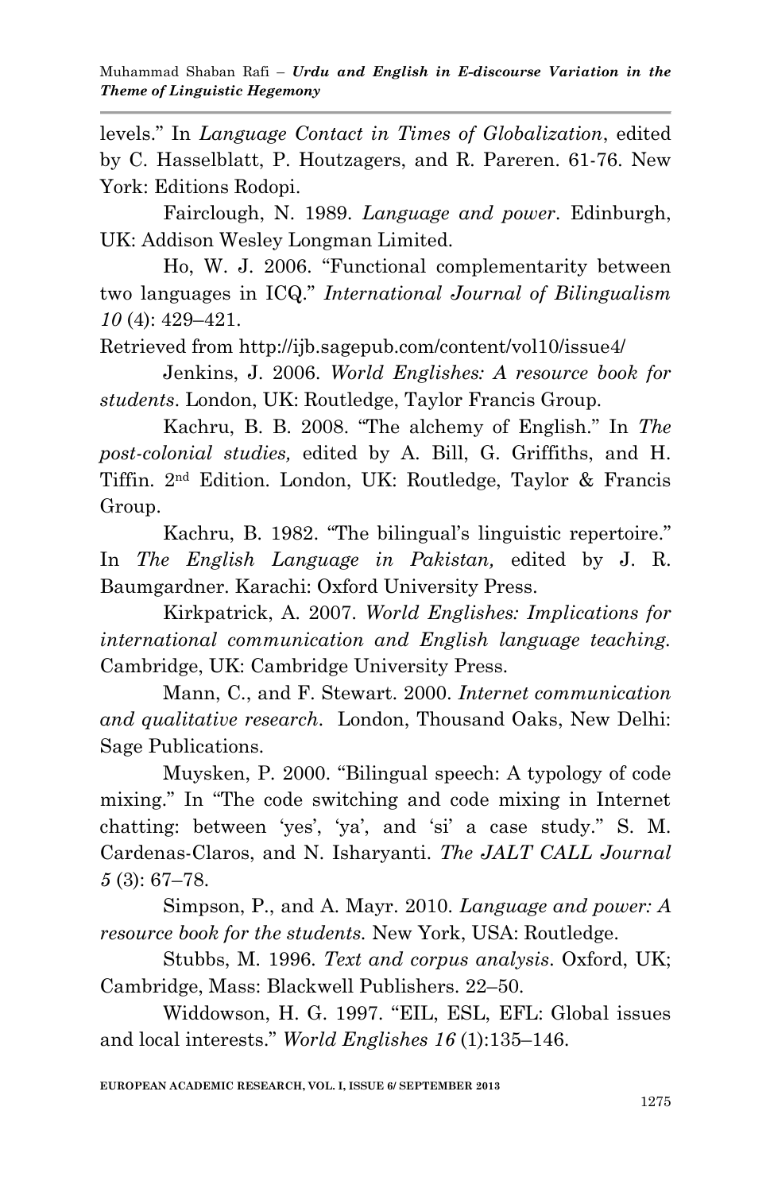levels." In *Language Contact in Times of Globalization*, edited by C. Hasselblatt, P. Houtzagers, and R. Pareren. 61-76. New York: Editions Rodopi.

Fairclough, N. 1989. *Language and power*. Edinburgh, UK: Addison Wesley Longman Limited.

Ho, W. J. 2006. "Functional complementarity between two languages in ICQ." *International Journal of Bilingualism 10* (4): 429–421.
Retrieved from http://ijb.sagepub.com/content/vol10/issue4/

Jenkins, J. 2006. *World Englishes: A resource book for students*. London, UK: Routledge, Taylor Francis Group.

Kachru, B. B. 2008. "The alchemy of English." In *The post-colonial studies,* edited by A. Bill, G. Griffiths, and H. Tiffin. 2nd Edition. London, UK: Routledge, Taylor & Francis Group.

Kachru, B. 1982. "The bilingual's linguistic repertoire." In *The English Language in Pakistan,* edited by J. R. Baumgardner. Karachi: Oxford University Press.

Kirkpatrick, A. 2007. *World Englishes: Implications for international communication and English language teaching.* Cambridge, UK: Cambridge University Press.

Mann, C., and F. Stewart. 2000. *Internet communication and qualitative research*. London, Thousand Oaks, New Delhi: Sage Publications.

Muysken, P. 2000. "Bilingual speech: A typology of code mixing." In "The code switching and code mixing in Internet chatting: between 'yes', 'ya', and 'si' a case study." S. M. Cardenas-Claros, and N. Isharyanti. *The JALT CALL Journal 5* (3): 67–78.

Simpson, P., and A. Mayr. 2010. *Language and power: A resource book for the students.* New York, USA: Routledge.

Stubbs, M. 1996. *Text and corpus analysis*. Oxford, UK; Cambridge, Mass: Blackwell Publishers. 22–50.

Widdowson, H. G. 1997. "EIL, ESL, EFL: Global issues and local interests." *World Englishes 16* (1):135–146.